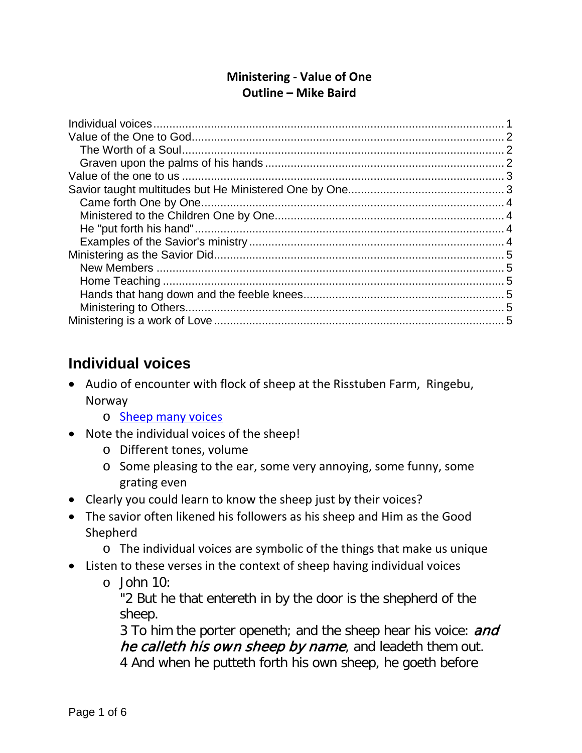**Ministering - Value of One**
**Outline – Mike Baird**

Individual voices..........1
Value of the One to God..........2
  The Worth of a Soul..........2
  Graven upon the palms of his hands..........2
Value of the one to us..........3
Savior taught multitudes but He Ministered One by One..........3
  Came forth One by One..........4
  Ministered to the Children One by One..........4
  He "put forth his hand"..........4
  Examples of the Savior's ministry..........4
Ministering as the Savior Did..........5
  New Members..........5
  Home Teaching..........5
  Hands that hang down and the feeble knees..........5
  Ministering to Others..........5
Ministering is a work of Love..........5

## Individual voices

- Audio of encounter with flock of sheep at the Risstuben Farm, Ringebu, Norway
  - Sheep many voices
- Note the individual voices of the sheep!
  - Different tones, volume
  - Some pleasing to the ear, some very annoying, some funny, some grating even
- Clearly you could learn to know the sheep just by their voices?
- The savior often likened his followers as his sheep and Him as the Good Shepherd
  - The individual voices are symbolic of the things that make us unique
- Listen to these verses in the context of sheep having individual voices
  - John 10:
    "2 But he that entereth in by the door is the shepherd of the sheep.
    3 To him the porter openeth; and the sheep hear his voice: ***and he calleth his own sheep by name***, and leadeth them out.
    4 And when he putteth forth his own sheep, he goeth before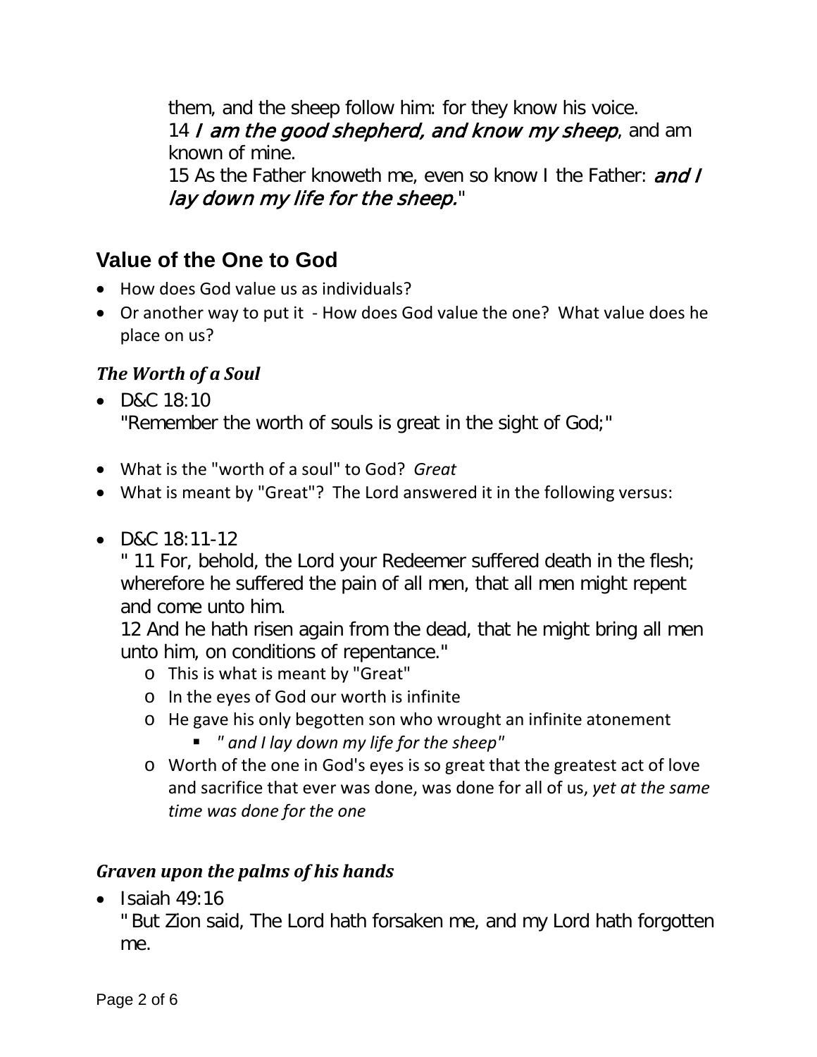them, and the sheep follow him: for they know his voice.
14 *I am the good shepherd, and know my sheep*, and am known of mine.
15 As the Father knoweth me, even so know I the Father: *and I lay down my life for the sheep.*"

## Value of the One to God

- How does God value us as individuals?
- Or another way to put it - How does God value the one? What value does he place on us?

### *The Worth of a Soul*

- D&C 18:10
"Remember the worth of souls is great in the sight of God;"

- What is the "worth of a soul" to God? *Great*
- What is meant by "Great"? The Lord answered it in the following versus:

- D&C 18:11-12
" 11 For, behold, the Lord your Redeemer suffered death in the flesh; wherefore he suffered the pain of all men, that all men might repent and come unto him.
12 And he hath risen again from the dead, that he might bring all men unto him, on conditions of repentance."
    - This is what is meant by "Great"
    - In the eyes of God our worth is infinite
    - He gave his only begotten son who wrought an infinite atonement
        - *" and I lay down my life for the sheep"*
    - Worth of the one in God's eyes is so great that the greatest act of love and sacrifice that ever was done, was done for all of us, *yet at the same time was done for the one*

### *Graven upon the palms of his hands*

- Isaiah 49:16
" But Zion said, The Lord hath forsaken me, and my Lord hath forgotten me.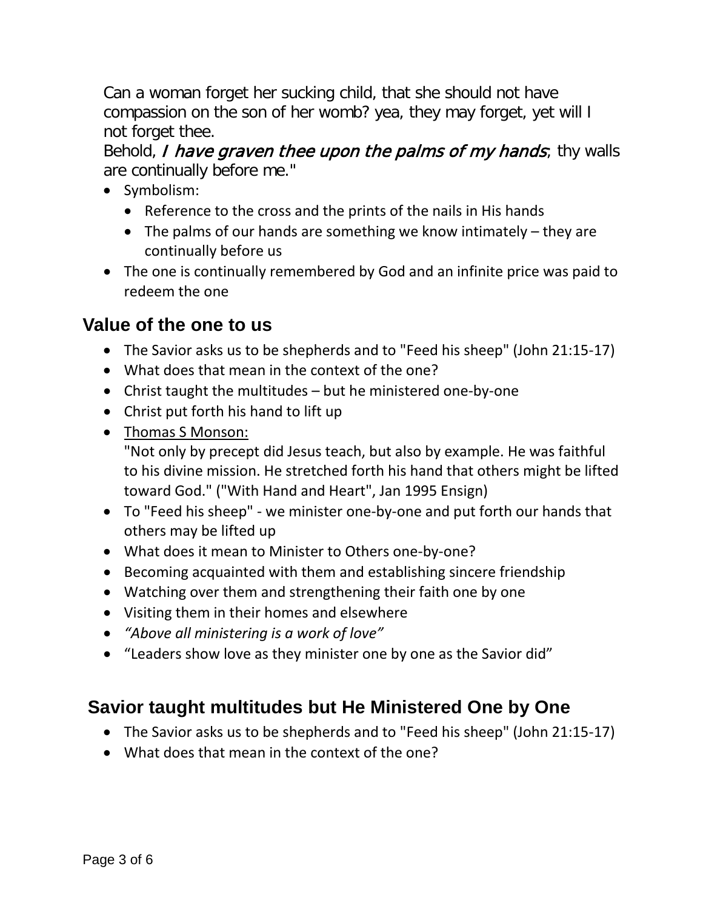Can a woman forget her sucking child, that she should not have compassion on the son of her womb? yea, they may forget, yet will I not forget thee.
Behold, *I have graven thee upon the palms of my hands*; thy walls are continually before me."

- Symbolism:
  - Reference to the cross and the prints of the nails in His hands
  - The palms of our hands are something we know intimately – they are continually before us
- The one is continually remembered by God and an infinite price was paid to redeem the one

## Value of the one to us

- The Savior asks us to be shepherds and to "Feed his sheep" (John 21:15-17)
- What does that mean in the context of the one?
- Christ taught the multitudes – but he ministered one-by-one
- Christ put forth his hand to lift up
- Thomas S Monson:
  "Not only by precept did Jesus teach, but also by example. He was faithful to his divine mission. He stretched forth his hand that others might be lifted toward God." ("With Hand and Heart", Jan 1995 Ensign)
- To "Feed his sheep" - we minister one-by-one and put forth our hands that others may be lifted up
- What does it mean to Minister to Others one-by-one?
- Becoming acquainted with them and establishing sincere friendship
- Watching over them and strengthening their faith one by one
- Visiting them in their homes and elsewhere
- *"Above all ministering is a work of love"*
- "Leaders show love as they minister one by one as the Savior did"

## Savior taught multitudes but He Ministered One by One

- The Savior asks us to be shepherds and to "Feed his sheep" (John 21:15-17)
- What does that mean in the context of the one?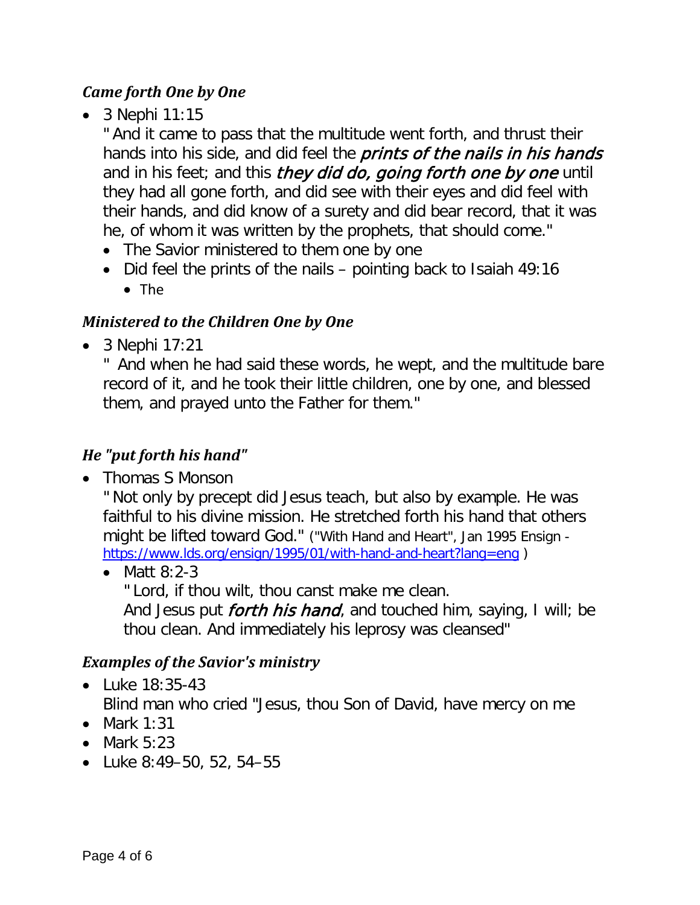### *Came forth One by One*

- 3 Nephi 11:15

  " And it came to pass that the multitude went forth, and thrust their hands into his side, and did feel the *prints of the nails in his hands* and in his feet; and this *they did do, going forth one by one* until they had all gone forth, and did see with their eyes and did feel with their hands, and did know of a surety and did bear record, that it was he, of whom it was written by the prophets, that should come."
  - The Savior ministered to them one by one
  - Did feel the prints of the nails – pointing back to Isaiah 49:16
    - The

### *Ministered to the Children One by One*

- 3 Nephi 17:21

  "  And when he had said these words, he wept, and the multitude bare record of it, and he took their little children, one by one, and blessed them, and prayed unto the Father for them."

### *He "put forth his hand"*

- Thomas S Monson

  " Not only by precept did Jesus teach, but also by example. He was faithful to his divine mission. He stretched forth his hand that others might be lifted toward God." ("With Hand and Heart", Jan 1995 Ensign - https://www.lds.org/ensign/1995/01/with-hand-and-heart?lang=eng )
  - Matt 8:2-3

    " Lord, if thou wilt, thou canst make me clean.
    And Jesus put *forth his hand*, and touched him, saying, I will; be thou clean. And immediately his leprosy was cleansed"

### *Examples of the Savior's ministry*

- Luke 18:35-43
  Blind man who cried "Jesus, thou Son of David, have mercy on me
- Mark 1:31
- Mark 5:23
- Luke 8:49–50, 52, 54–55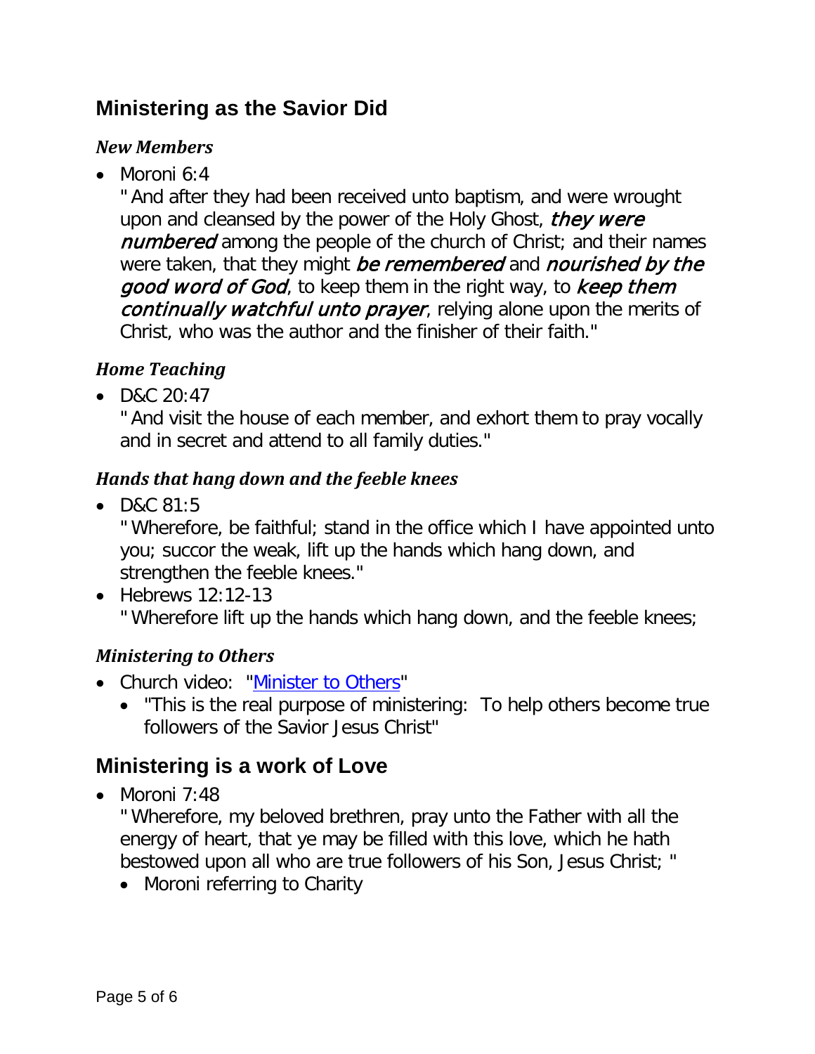## Ministering as the Savior Did

### *New Members*

- Moroni 6:4

  " And after they had been received unto baptism, and were wrought upon and cleansed by the power of the Holy Ghost, *they were numbered* among the people of the church of Christ; and their names were taken, that they might *be remembered* and *nourished by the good word of God*, to keep them in the right way, to *keep them continually watchful unto prayer*, relying alone upon the merits of Christ, who was the author and the finisher of their faith."

### *Home Teaching*

- D&C 20:47

  " And visit the house of each member, and exhort them to pray vocally and in secret and attend to all family duties."

### *Hands that hang down and the feeble knees*

- D&C 81:5

  " Wherefore, be faithful; stand in the office which I have appointed unto you; succor the weak, lift up the hands which hang down, and strengthen the feeble knees."
- Hebrews 12:12-13

  " Wherefore lift up the hands which hang down, and the feeble knees;

### *Ministering to Others*

- Church video: "Minister to Others"
  - "This is the real purpose of ministering: To help others become true followers of the Savior Jesus Christ"

## Ministering is a work of Love

- Moroni 7:48

  " Wherefore, my beloved brethren, pray unto the Father with all the energy of heart, that ye may be filled with this love, which he hath bestowed upon all who are true followers of his Son, Jesus Christ; "
  - Moroni referring to Charity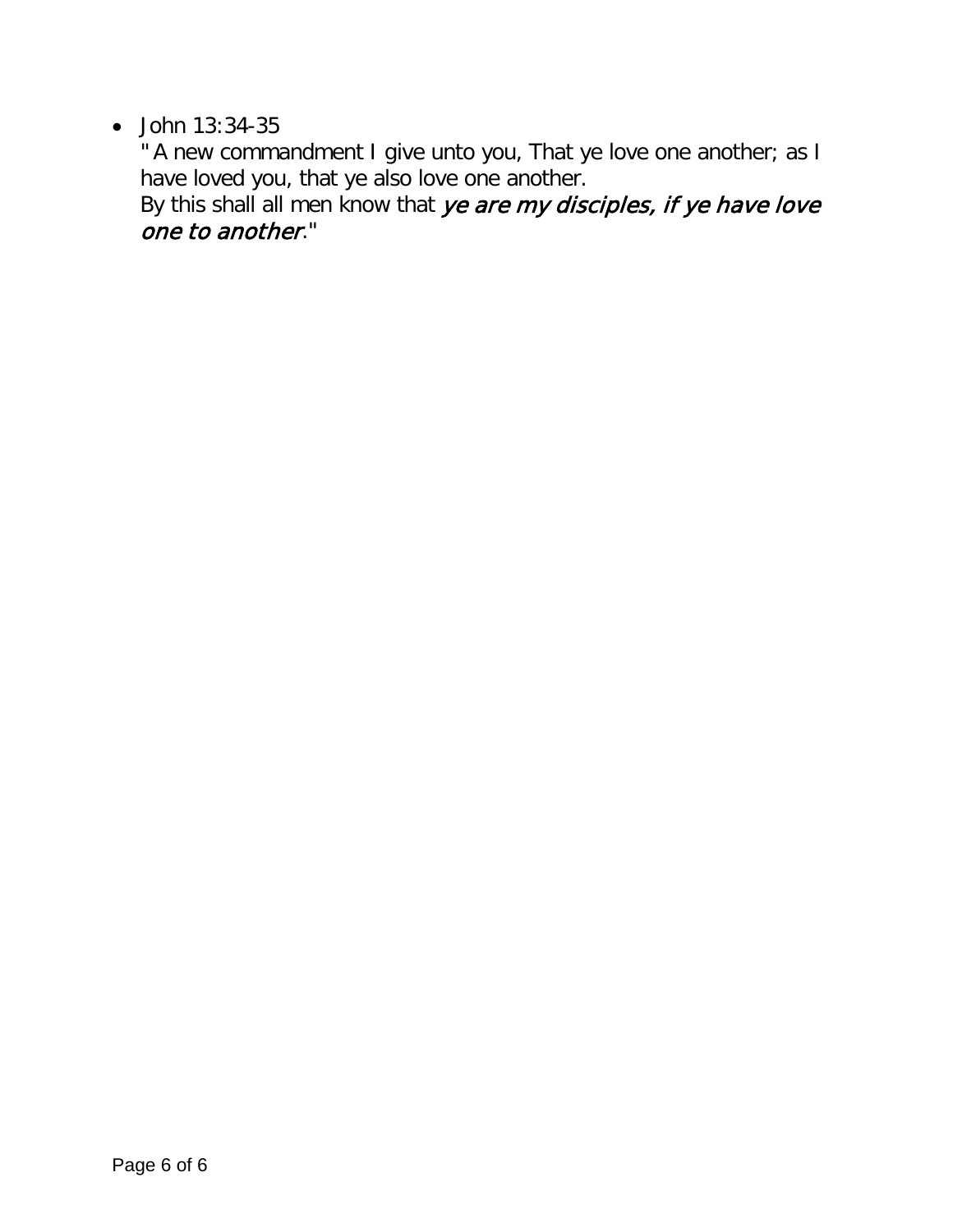- John 13:34-35
  " A new commandment I give unto you, That ye love one another; as I have loved you, that ye also love one another.
  By this shall all men know that *ye are my disciples, if ye have love one to another*."